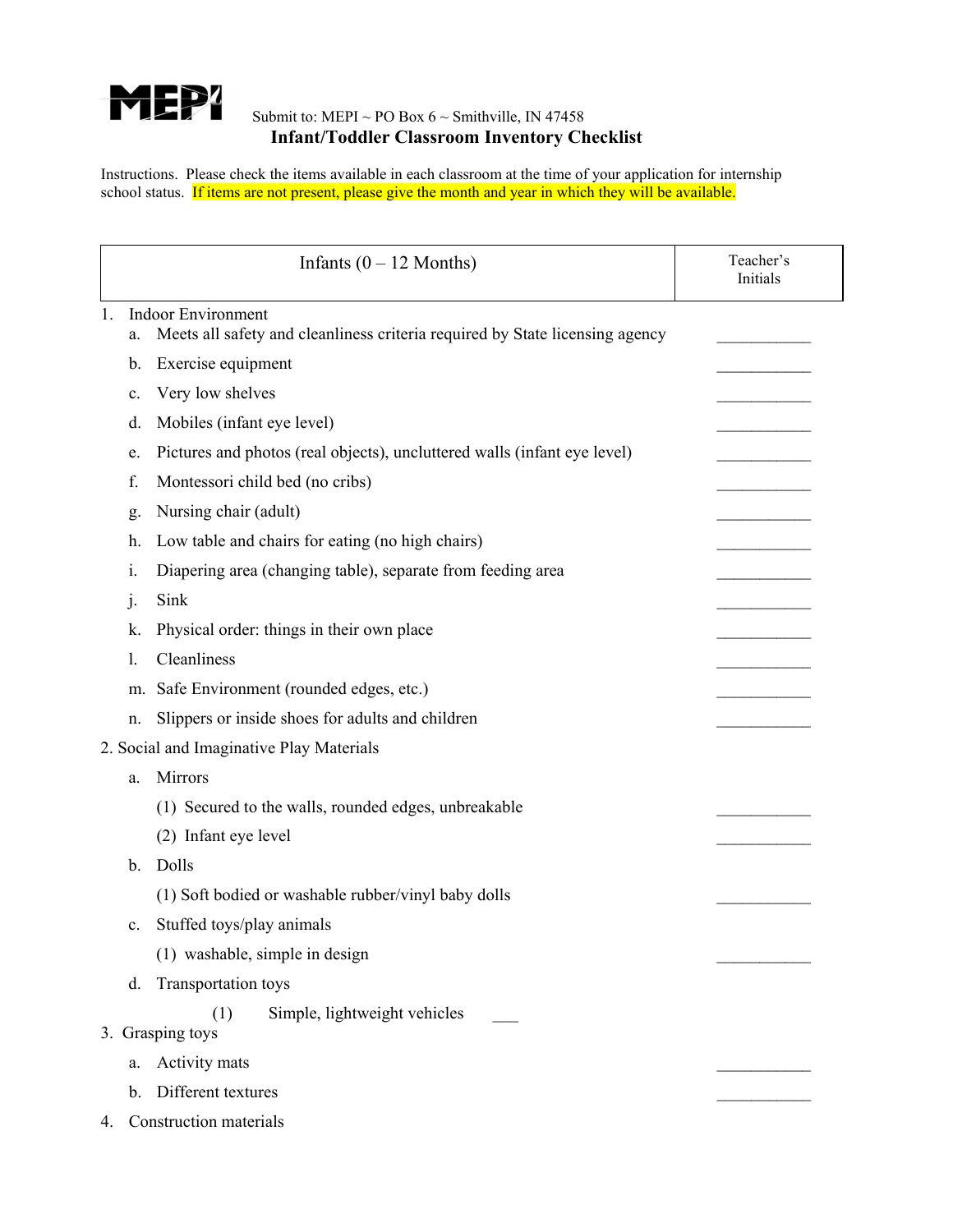MEPI

Submit to: MEPI ~ PO Box 6 ~ Smithville, IN 47458

# Infant/Toddler Classroom Inventory Checklist

Instructions. Please check the items available in each classroom at the time of your application for internship school status. If items are not present, please give the month and year in which they will be available.

| Infants (0 – 12 Months) | Teacher's Initials |
|---|---|

1. Indoor Environment
   a. Meets all safety and cleanliness criteria required by State licensing agency ___________
   b. Exercise equipment ___________
   c. Very low shelves ___________
   d. Mobiles (infant eye level) ___________
   e. Pictures and photos (real objects), uncluttered walls (infant eye level) ___________
   f. Montessori child bed (no cribs) ___________
   g. Nursing chair (adult) ___________
   h. Low table and chairs for eating (no high chairs) ___________
   i. Diapering area (changing table), separate from feeding area ___________
   j. Sink ___________
   k. Physical order: things in their own place ___________
   l. Cleanliness ___________
   m. Safe Environment (rounded edges, etc.) ___________
   n. Slippers or inside shoes for adults and children ___________

2. Social and Imaginative Play Materials
   a. Mirrors
      (1) Secured to the walls, rounded edges, unbreakable ___________
      (2) Infant eye level ___________
   b. Dolls
      (1) Soft bodied or washable rubber/vinyl baby dolls ___________
   c. Stuffed toys/play animals
      (1) washable, simple in design ___________
   d. Transportation toys
      (1) Simple, lightweight vehicles ___

3. Grasping toys
   a. Activity mats ___________
   b. Different textures ___________

4. Construction materials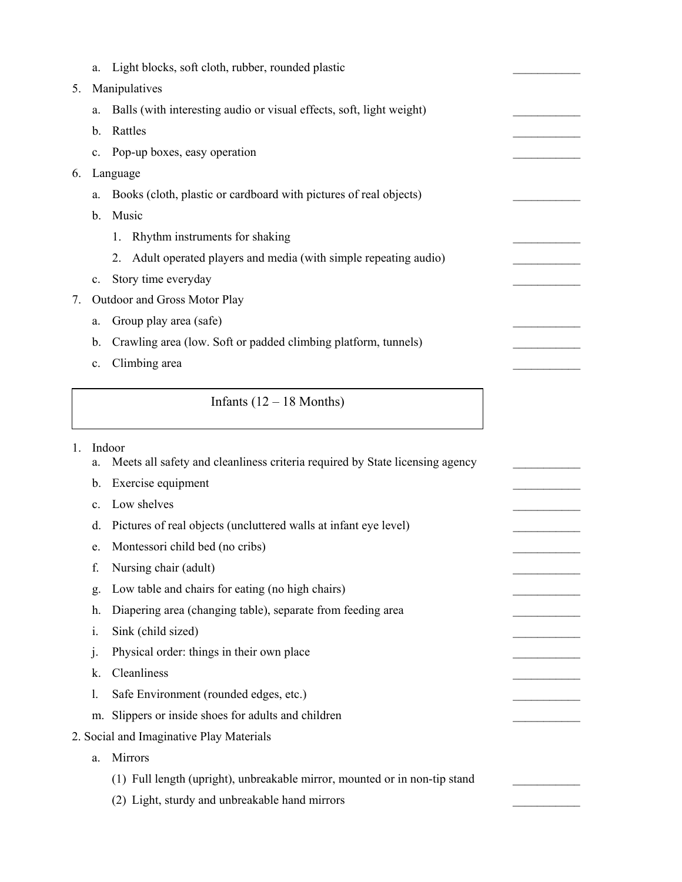a. Light blocks, soft cloth, rubber, rounded plastic \_\_\_\_\_\_\_\_\_\_\_

5. Manipulatives
   a. Balls (with interesting audio or visual effects, soft, light weight) \_\_\_\_\_\_\_\_\_\_\_
   b. Rattles \_\_\_\_\_\_\_\_\_\_\_
   c. Pop-up boxes, easy operation \_\_\_\_\_\_\_\_\_\_\_
6. Language
   a. Books (cloth, plastic or cardboard with pictures of real objects) \_\_\_\_\_\_\_\_\_\_\_
   b. Music
      1. Rhythm instruments for shaking \_\_\_\_\_\_\_\_\_\_\_
      2. Adult operated players and media (with simple repeating audio) \_\_\_\_\_\_\_\_\_\_\_
   c. Story time everyday \_\_\_\_\_\_\_\_\_\_\_
7. Outdoor and Gross Motor Play
   a. Group play area (safe) \_\_\_\_\_\_\_\_\_\_\_
   b. Crawling area (low. Soft or padded climbing platform, tunnels) \_\_\_\_\_\_\_\_\_\_\_
   c. Climbing area \_\_\_\_\_\_\_\_\_\_\_

## Infants (12 – 18 Months)

1. Indoor
   a. Meets all safety and cleanliness criteria required by State licensing agency \_\_\_\_\_\_\_\_\_\_\_
   b. Exercise equipment \_\_\_\_\_\_\_\_\_\_\_
   c. Low shelves \_\_\_\_\_\_\_\_\_\_\_
   d. Pictures of real objects (uncluttered walls at infant eye level) \_\_\_\_\_\_\_\_\_\_\_
   e. Montessori child bed (no cribs) \_\_\_\_\_\_\_\_\_\_\_
   f. Nursing chair (adult) \_\_\_\_\_\_\_\_\_\_\_
   g. Low table and chairs for eating (no high chairs) \_\_\_\_\_\_\_\_\_\_\_
   h. Diapering area (changing table), separate from feeding area \_\_\_\_\_\_\_\_\_\_\_
   i. Sink (child sized) \_\_\_\_\_\_\_\_\_\_\_
   j. Physical order: things in their own place \_\_\_\_\_\_\_\_\_\_\_
   k. Cleanliness \_\_\_\_\_\_\_\_\_\_\_
   l. Safe Environment (rounded edges, etc.) \_\_\_\_\_\_\_\_\_\_\_
   m. Slippers or inside shoes for adults and children \_\_\_\_\_\_\_\_\_\_\_
2. Social and Imaginative Play Materials
   a. Mirrors
      (1) Full length (upright), unbreakable mirror, mounted or in non-tip stand \_\_\_\_\_\_\_\_\_\_\_
      (2) Light, sturdy and unbreakable hand mirrors \_\_\_\_\_\_\_\_\_\_\_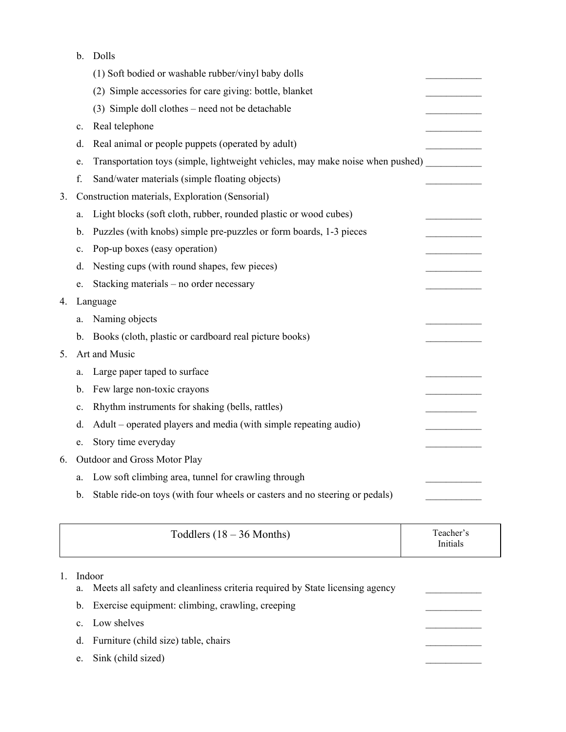b. Dolls
   (1) Soft bodied or washable rubber/vinyl baby dolls ___________
   (2) Simple accessories for care giving: bottle, blanket ___________
   (3) Simple doll clothes – need not be detachable ___________
c. Real telephone ___________
d. Real animal or people puppets (operated by adult) ___________
e. Transportation toys (simple, lightweight vehicles, may make noise when pushed) ___________
f. Sand/water materials (simple floating objects) ___________

3. Construction materials, Exploration (Sensorial)
   a. Light blocks (soft cloth, rubber, rounded plastic or wood cubes) ___________
   b. Puzzles (with knobs) simple pre-puzzles or form boards, 1-3 pieces ___________
   c. Pop-up boxes (easy operation) ___________
   d. Nesting cups (with round shapes, few pieces) ___________
   e. Stacking materials – no order necessary ___________
4. Language
   a. Naming objects ___________
   b. Books (cloth, plastic or cardboard real picture books) ___________
5. Art and Music
   a. Large paper taped to surface ___________
   b. Few large non-toxic crayons ___________
   c. Rhythm instruments for shaking (bells, rattles) ___________
   d. Adult – operated players and media (with simple repeating audio) ___________
   e. Story time everyday ___________
6. Outdoor and Gross Motor Play
   a. Low soft climbing area, tunnel for crawling through ___________
   b. Stable ride-on toys (with four wheels or casters and no steering or pedals) ___________

| Toddlers (18 – 36 Months) | Teacher's Initials |
|---|---|

1. Indoor
   a. Meets all safety and cleanliness criteria required by State licensing agency ___________
   b. Exercise equipment: climbing, crawling, creeping ___________
   c. Low shelves ___________
   d. Furniture (child size) table, chairs ___________
   e. Sink (child sized) ___________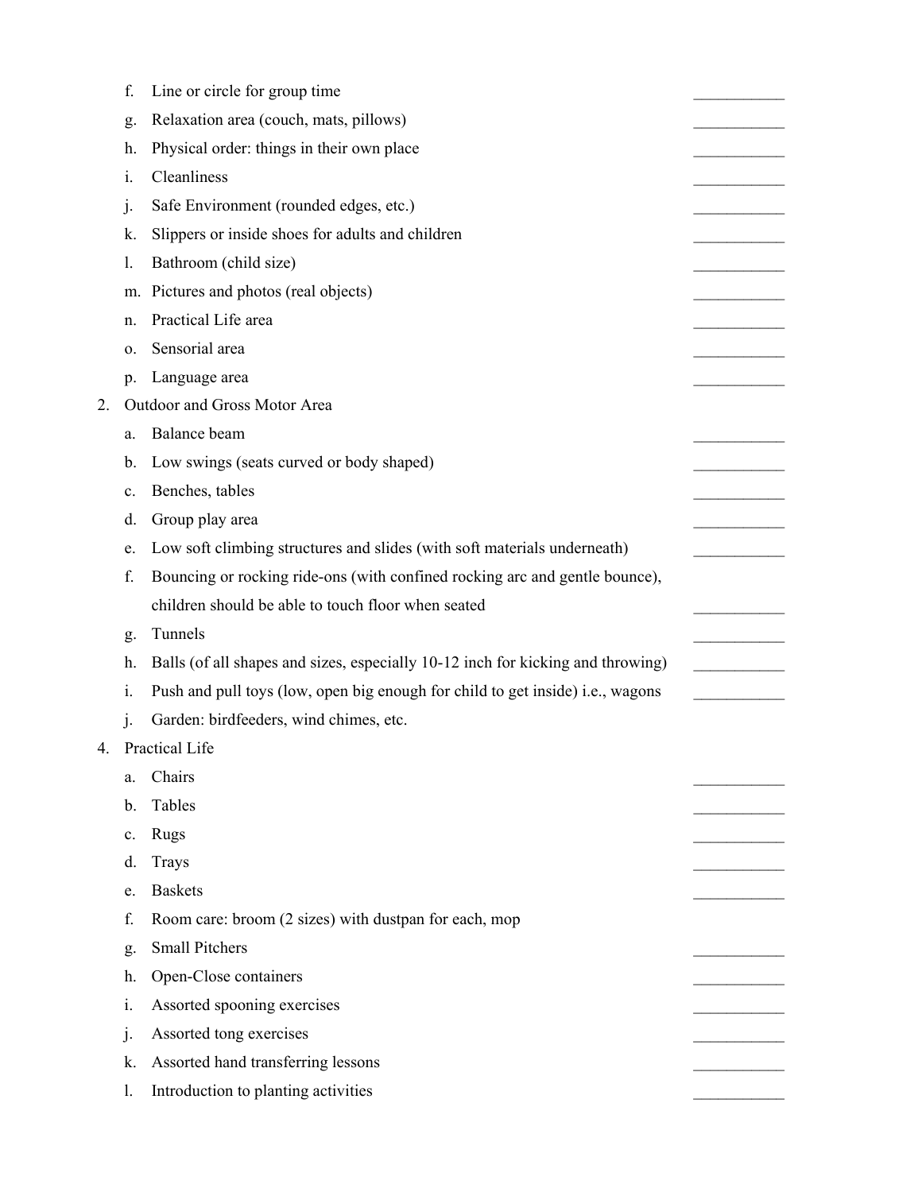f. Line or circle for group time \_\_\_\_\_\_\_\_\_\_\_
   g. Relaxation area (couch, mats, pillows) \_\_\_\_\_\_\_\_\_\_\_
   h. Physical order: things in their own place \_\_\_\_\_\_\_\_\_\_\_
   i. Cleanliness \_\_\_\_\_\_\_\_\_\_\_
   j. Safe Environment (rounded edges, etc.) \_\_\_\_\_\_\_\_\_\_\_
   k. Slippers or inside shoes for adults and children \_\_\_\_\_\_\_\_\_\_\_
   l. Bathroom (child size) \_\_\_\_\_\_\_\_\_\_\_
   m. Pictures and photos (real objects) \_\_\_\_\_\_\_\_\_\_\_
   n. Practical Life area \_\_\_\_\_\_\_\_\_\_\_
   o. Sensorial area \_\_\_\_\_\_\_\_\_\_\_
   p. Language area \_\_\_\_\_\_\_\_\_\_\_

2. Outdoor and Gross Motor Area
   a. Balance beam \_\_\_\_\_\_\_\_\_\_\_
   b. Low swings (seats curved or body shaped) \_\_\_\_\_\_\_\_\_\_\_
   c. Benches, tables \_\_\_\_\_\_\_\_\_\_\_
   d. Group play area \_\_\_\_\_\_\_\_\_\_\_
   e. Low soft climbing structures and slides (with soft materials underneath) \_\_\_\_\_\_\_\_\_\_\_
   f. Bouncing or rocking ride-ons (with confined rocking arc and gentle bounce), children should be able to touch floor when seated \_\_\_\_\_\_\_\_\_\_\_
   g. Tunnels \_\_\_\_\_\_\_\_\_\_\_
   h. Balls (of all shapes and sizes, especially 10-12 inch for kicking and throwing) \_\_\_\_\_\_\_\_\_\_\_
   i. Push and pull toys (low, open big enough for child to get inside) i.e., wagons \_\_\_\_\_\_\_\_\_\_\_
   j. Garden: birdfeeders, wind chimes, etc.

4. Practical Life
   a. Chairs \_\_\_\_\_\_\_\_\_\_\_
   b. Tables \_\_\_\_\_\_\_\_\_\_\_
   c. Rugs \_\_\_\_\_\_\_\_\_\_\_
   d. Trays \_\_\_\_\_\_\_\_\_\_\_
   e. Baskets \_\_\_\_\_\_\_\_\_\_\_
   f. Room care: broom (2 sizes) with dustpan for each, mop
   g. Small Pitchers \_\_\_\_\_\_\_\_\_\_\_
   h. Open-Close containers \_\_\_\_\_\_\_\_\_\_\_
   i. Assorted spooning exercises \_\_\_\_\_\_\_\_\_\_\_
   j. Assorted tong exercises \_\_\_\_\_\_\_\_\_\_\_
   k. Assorted hand transferring lessons \_\_\_\_\_\_\_\_\_\_\_
   l. Introduction to planting activities \_\_\_\_\_\_\_\_\_\_\_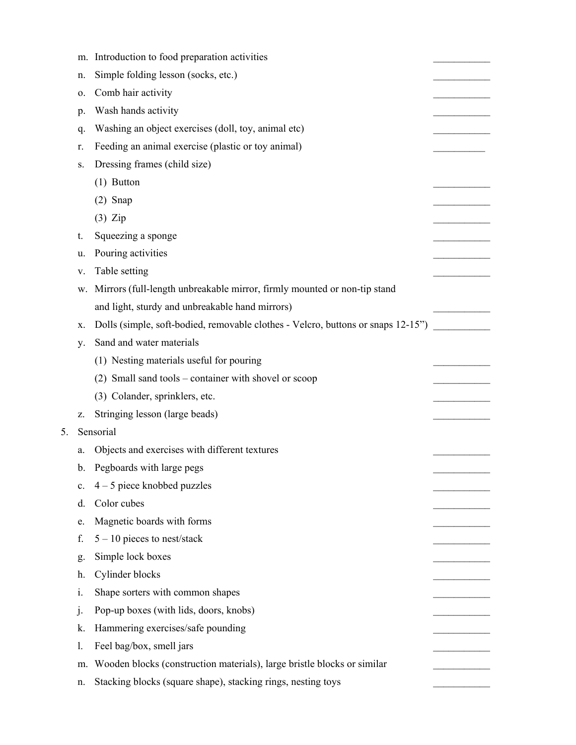m. Introduction to food preparation activities ___________

n. Simple folding lesson (socks, etc.) ___________

o. Comb hair activity ___________

p. Wash hands activity ___________

q. Washing an object exercises (doll, toy, animal etc) ___________

r. Feeding an animal exercise (plastic or toy animal) __________

s. Dressing frames (child size)

   (1) Button ___________

   (2) Snap ___________

   (3) Zip ___________

t. Squeezing a sponge ___________

u. Pouring activities ___________

v. Table setting ___________

w. Mirrors (full-length unbreakable mirror, firmly mounted or non-tip stand and light, sturdy and unbreakable hand mirrors) ___________

x. Dolls (simple, soft-bodied, removable clothes - Velcro, buttons or snaps 12-15") ___________

y. Sand and water materials

   (1) Nesting materials useful for pouring ___________

   (2) Small sand tools – container with shovel or scoop ___________

   (3) Colander, sprinklers, etc. ___________

z. Stringing lesson (large beads) ___________

5. Sensorial

   a. Objects and exercises with different textures ___________

   b. Pegboards with large pegs ___________

   c. 4 – 5 piece knobbed puzzles ___________

   d. Color cubes ___________

   e. Magnetic boards with forms ___________

   f. 5 – 10 pieces to nest/stack ___________

   g. Simple lock boxes ___________

   h. Cylinder blocks ___________

   i. Shape sorters with common shapes ___________

   j. Pop-up boxes (with lids, doors, knobs) ___________

   k. Hammering exercises/safe pounding ___________

   l. Feel bag/box, smell jars ___________

   m. Wooden blocks (construction materials), large bristle blocks or similar ___________

   n. Stacking blocks (square shape), stacking rings, nesting toys ___________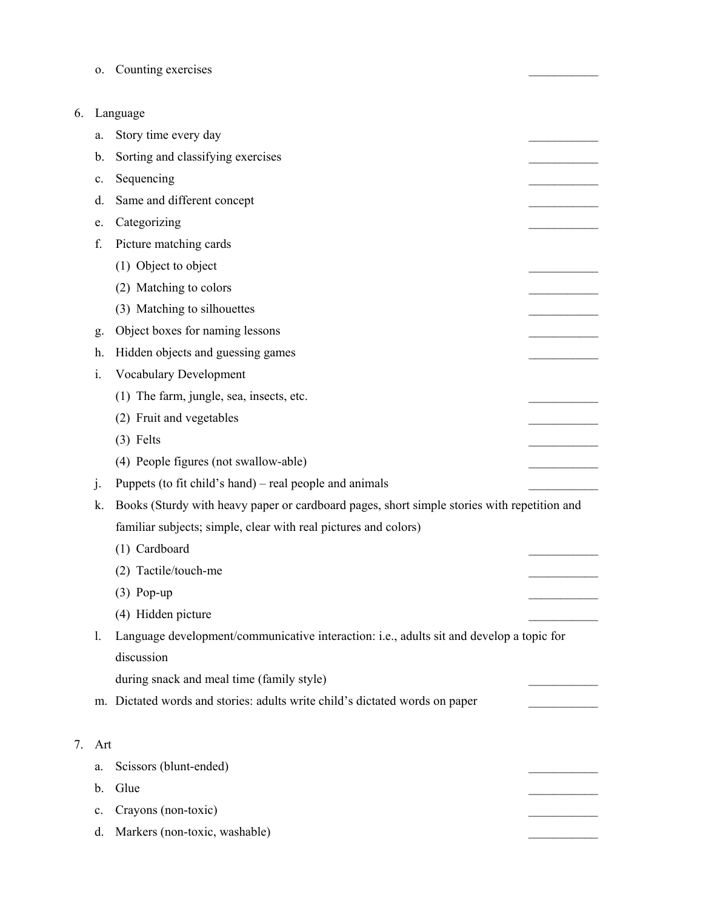o. Counting exercises ___________

6. Language

   a. Story time every day ___________

   b. Sorting and classifying exercises ___________

   c. Sequencing ___________

   d. Same and different concept ___________

   e. Categorizing ___________

   f. Picture matching cards

      (1) Object to object ___________

      (2) Matching to colors ___________

      (3) Matching to silhouettes ___________

   g. Object boxes for naming lessons ___________

   h. Hidden objects and guessing games ___________

   i. Vocabulary Development

      (1) The farm, jungle, sea, insects, etc. ___________

      (2) Fruit and vegetables ___________

      (3) Felts ___________

      (4) People figures (not swallow-able) ___________

   j. Puppets (to fit child's hand) – real people and animals ___________

   k. Books (Sturdy with heavy paper or cardboard pages, short simple stories with repetition and familiar subjects; simple, clear with real pictures and colors)

      (1) Cardboard ___________

      (2) Tactile/touch-me ___________

      (3) Pop-up ___________

      (4) Hidden picture ___________

   l. Language development/communicative interaction: i.e., adults sit and develop a topic for discussion
      during snack and meal time (family style) ___________

   m. Dictated words and stories: adults write child's dictated words on paper ___________

7. Art

   a. Scissors (blunt-ended) ___________

   b. Glue ___________

   c. Crayons (non-toxic) ___________

   d. Markers (non-toxic, washable) ___________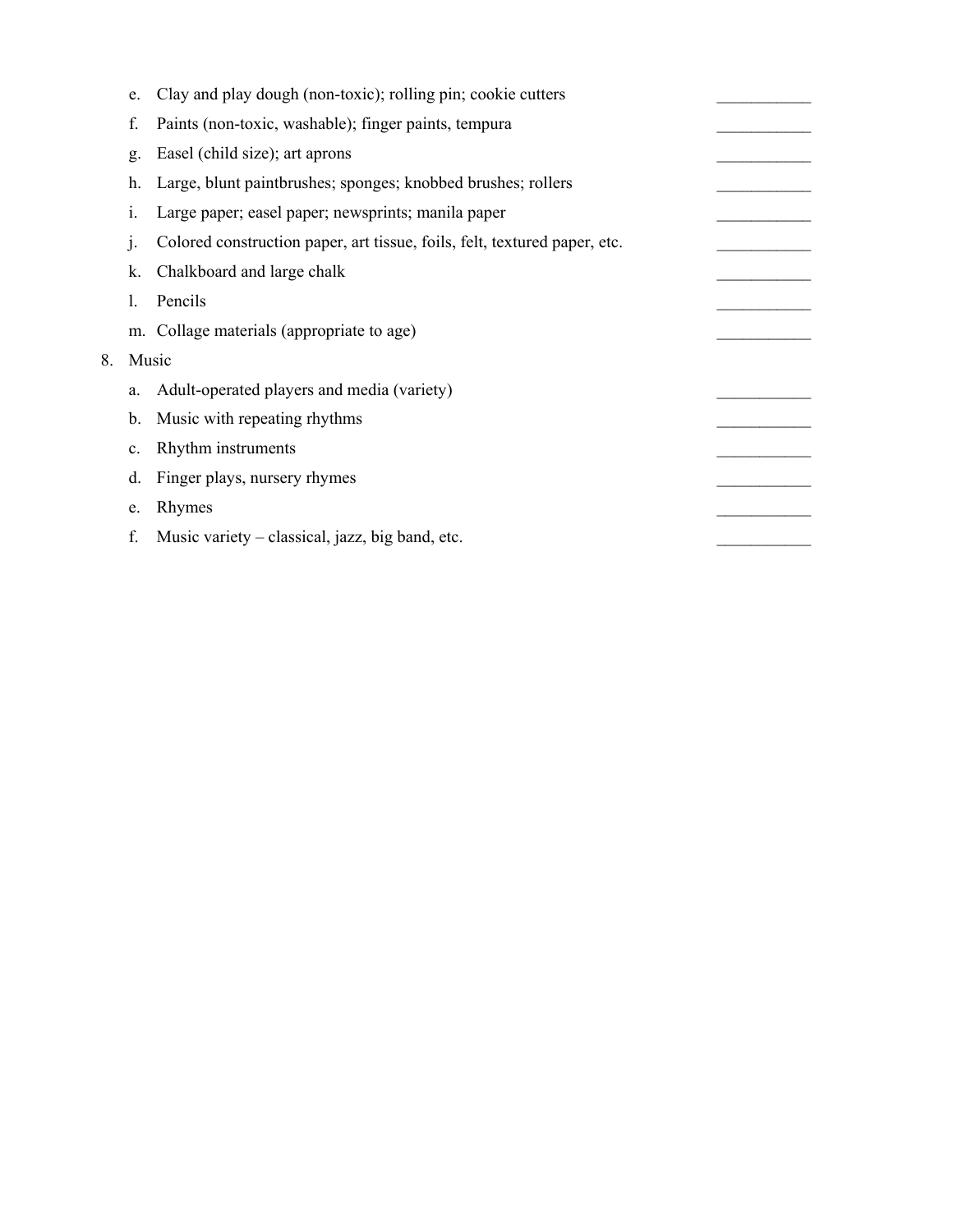e. Clay and play dough (non-toxic); rolling pin; cookie cutters ___________
   f. Paints (non-toxic, washable); finger paints, tempura ___________
   g. Easel (child size); art aprons ___________
   h. Large, blunt paintbrushes; sponges; knobbed brushes; rollers ___________
   i. Large paper; easel paper; newsprints; manila paper ___________
   j. Colored construction paper, art tissue, foils, felt, textured paper, etc. ___________
   k. Chalkboard and large chalk ___________
   l. Pencils ___________
   m. Collage materials (appropriate to age) ___________

8. Music
   a. Adult-operated players and media (variety) ___________
   b. Music with repeating rhythms ___________
   c. Rhythm instruments ___________
   d. Finger plays, nursery rhymes ___________
   e. Rhymes ___________
   f. Music variety – classical, jazz, big band, etc. ___________